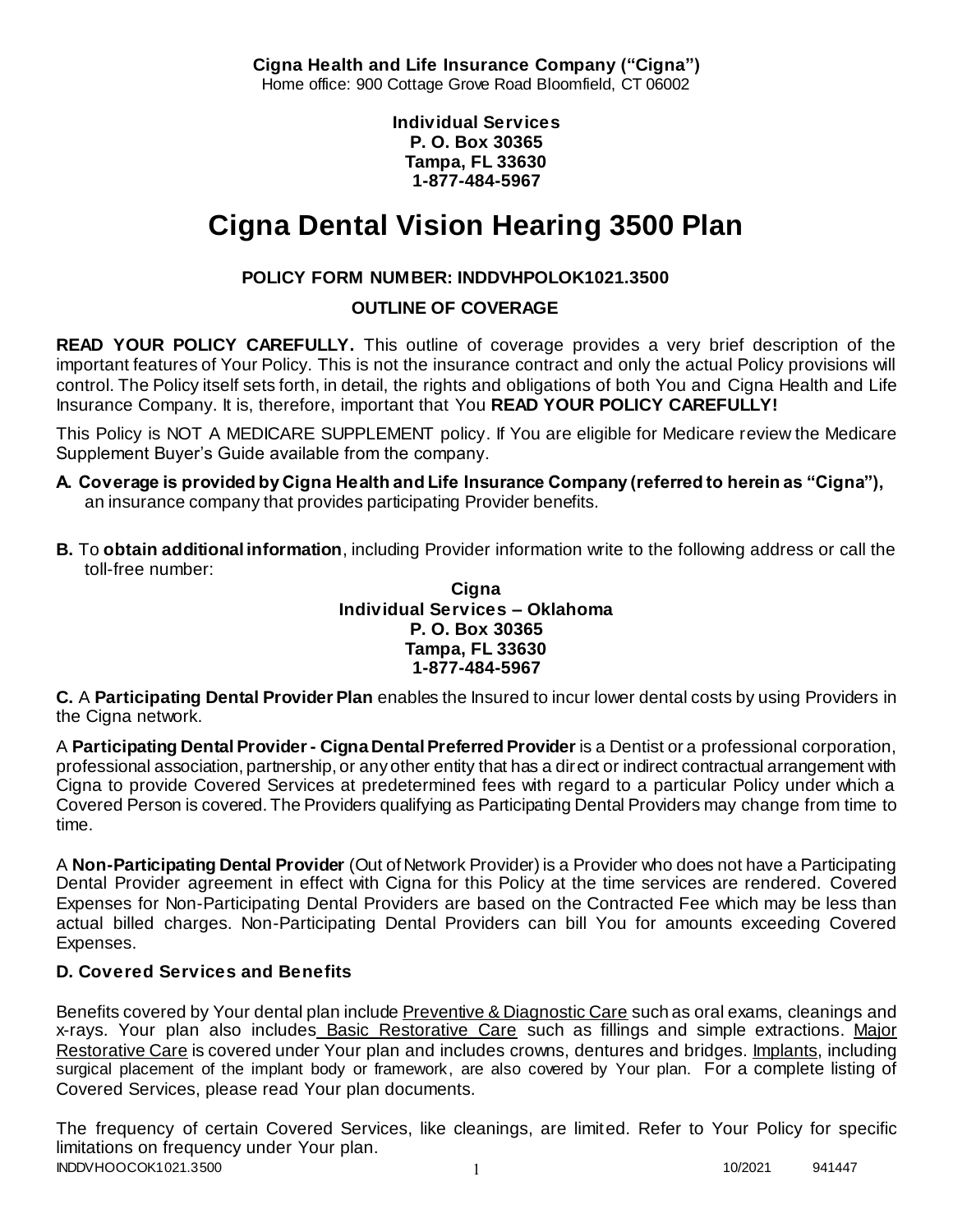**Cigna Health and Life Insurance Company ("Cigna")**
Home office: 900 Cottage Grove Road Bloomfield, CT 06002

**Individual Services**
**P. O. Box 30365**
**Tampa, FL 33630**
**1-877-484-5967**

# Cigna Dental Vision Hearing 3500 Plan

**POLICY FORM NUMBER: INDDVHPOLOK1021.3500**

**OUTLINE OF COVERAGE**

**READ YOUR POLICY CAREFULLY.** This outline of coverage provides a very brief description of the important features of Your Policy. This is not the insurance contract and only the actual Policy provisions will control. The Policy itself sets forth, in detail, the rights and obligations of both You and Cigna Health and Life Insurance Company. It is, therefore, important that You **READ YOUR POLICY CAREFULLY!**

This Policy is NOT A MEDICARE SUPPLEMENT policy. If You are eligible for Medicare review the Medicare Supplement Buyer's Guide available from the company.

**A. Coverage is provided by Cigna Health and Life Insurance Company (referred to herein as "Cigna"),** an insurance company that provides participating Provider benefits.

**B.** To **obtain additional information**, including Provider information write to the following address or call the toll-free number:

**Cigna**
**Individual Services – Oklahoma**
**P. O. Box 30365**
**Tampa, FL 33630**
**1-877-484-5967**

**C.** A **Participating Dental Provider Plan** enables the Insured to incur lower dental costs by using Providers in the Cigna network.

A **Participating Dental Provider - Cigna Dental Preferred Provider** is a Dentist or a professional corporation, professional association, partnership, or any other entity that has a direct or indirect contractual arrangement with Cigna to provide Covered Services at predetermined fees with regard to a particular Policy under which a Covered Person is covered. The Providers qualifying as Participating Dental Providers may change from time to time.

A **Non-Participating Dental Provider** (Out of Network Provider) is a Provider who does not have a Participating Dental Provider agreement in effect with Cigna for this Policy at the time services are rendered. Covered Expenses for Non-Participating Dental Providers are based on the Contracted Fee which may be less than actual billed charges. Non-Participating Dental Providers can bill You for amounts exceeding Covered Expenses.

**D. Covered Services and Benefits**

Benefits covered by Your dental plan include Preventive & Diagnostic Care such as oral exams, cleanings and x-rays. Your plan also includes Basic Restorative Care such as fillings and simple extractions. Major Restorative Care is covered under Your plan and includes crowns, dentures and bridges. Implants, including surgical placement of the implant body or framework, are also covered by Your plan. For a complete listing of Covered Services, please read Your plan documents.

The frequency of certain Covered Services, like cleanings, are limited. Refer to Your Policy for specific limitations on frequency under Your plan.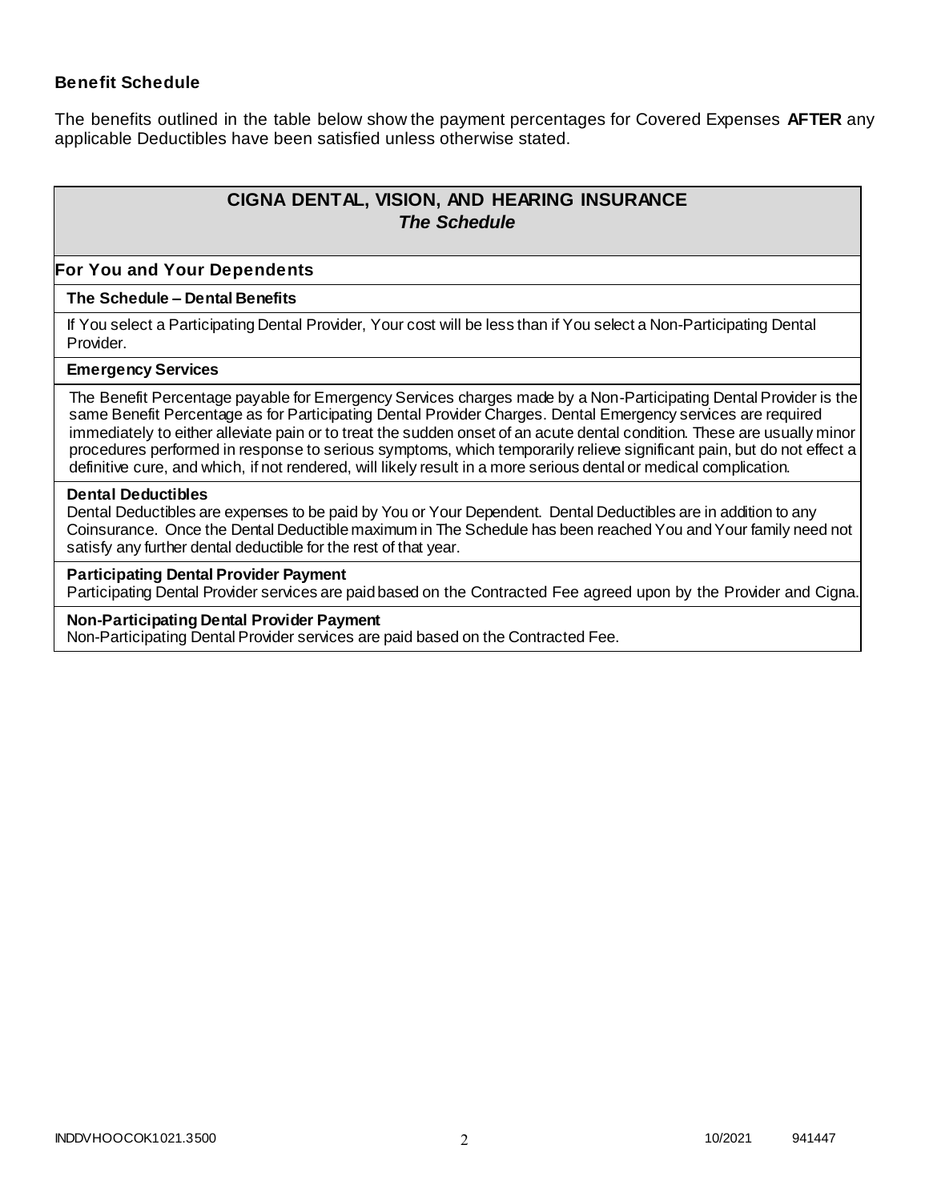### Benefit Schedule

The benefits outlined in the table below show the payment percentages for Covered Expenses **AFTER** any applicable Deductibles have been satisfied unless otherwise stated.

## CIGNA DENTAL, VISION, AND HEARING INSURANCE
### *The Schedule*

### For You and Your Dependents

#### The Schedule – Dental Benefits

If You select a Participating Dental Provider, Your cost will be less than if You select a Non-Participating Dental Provider.

#### Emergency Services

The Benefit Percentage payable for Emergency Services charges made by a Non-Participating Dental Provider is the same Benefit Percentage as for Participating Dental Provider Charges. Dental Emergency services are required immediately to either alleviate pain or to treat the sudden onset of an acute dental condition. These are usually minor procedures performed in response to serious symptoms, which temporarily relieve significant pain, but do not effect a definitive cure, and which, if not rendered, will likely result in a more serious dental or medical complication.

#### Dental Deductibles

Dental Deductibles are expenses to be paid by You or Your Dependent. Dental Deductibles are in addition to any Coinsurance. Once the Dental Deductible maximum in The Schedule has been reached You and Your family need not satisfy any further dental deductible for the rest of that year.

#### Participating Dental Provider Payment

Participating Dental Provider services are paid based on the Contracted Fee agreed upon by the Provider and Cigna.

#### Non-Participating Dental Provider Payment

Non-Participating Dental Provider services are paid based on the Contracted Fee.

INDDVHOOCOK1021.3500 10/2021 941447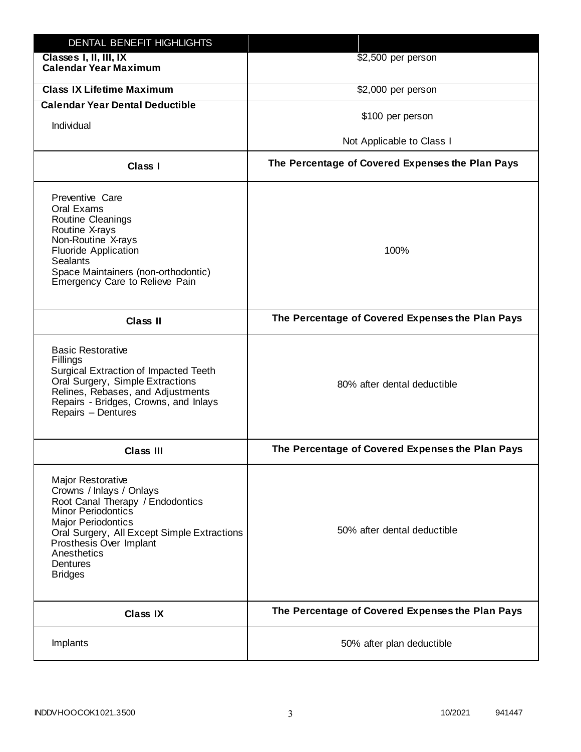| DENTAL BENEFIT HIGHLIGHTS | |
|---|---|
| **Classes I, II, III, IX Calendar Year Maximum** | $2,500 per person |
| **Class IX Lifetime Maximum** | $2,000 per person |
| **Calendar Year Dental Deductible**<br>Individual | $100 per person<br><br>Not Applicable to Class I |
| **Class I** | **The Percentage of Covered Expenses the Plan Pays** |
| Preventive Care<br>Oral Exams<br>Routine Cleanings<br>Routine X-rays<br>Non-Routine X-rays<br>Fluoride Application<br>Sealants<br>Space Maintainers (non-orthodontic)<br>Emergency Care to Relieve Pain | 100% |
| **Class II** | **The Percentage of Covered Expenses the Plan Pays** |
| Basic Restorative<br>Fillings<br>Surgical Extraction of Impacted Teeth<br>Oral Surgery, Simple Extractions<br>Relines, Rebases, and Adjustments<br>Repairs - Bridges, Crowns, and Inlays<br>Repairs – Dentures | 80% after dental deductible |
| **Class III** | **The Percentage of Covered Expenses the Plan Pays** |
| Major Restorative<br>Crowns / Inlays / Onlays<br>Root Canal Therapy / Endodontics<br>Minor Periodontics<br>Major Periodontics<br>Oral Surgery, All Except Simple Extractions<br>Prosthesis Over Implant<br>Anesthetics<br>Dentures<br>Bridges | 50% after dental deductible |
| **Class IX** | **The Percentage of Covered Expenses the Plan Pays** |
| Implants | 50% after plan deductible |

INDDVHOOCOK1021.3500 10/2021 941447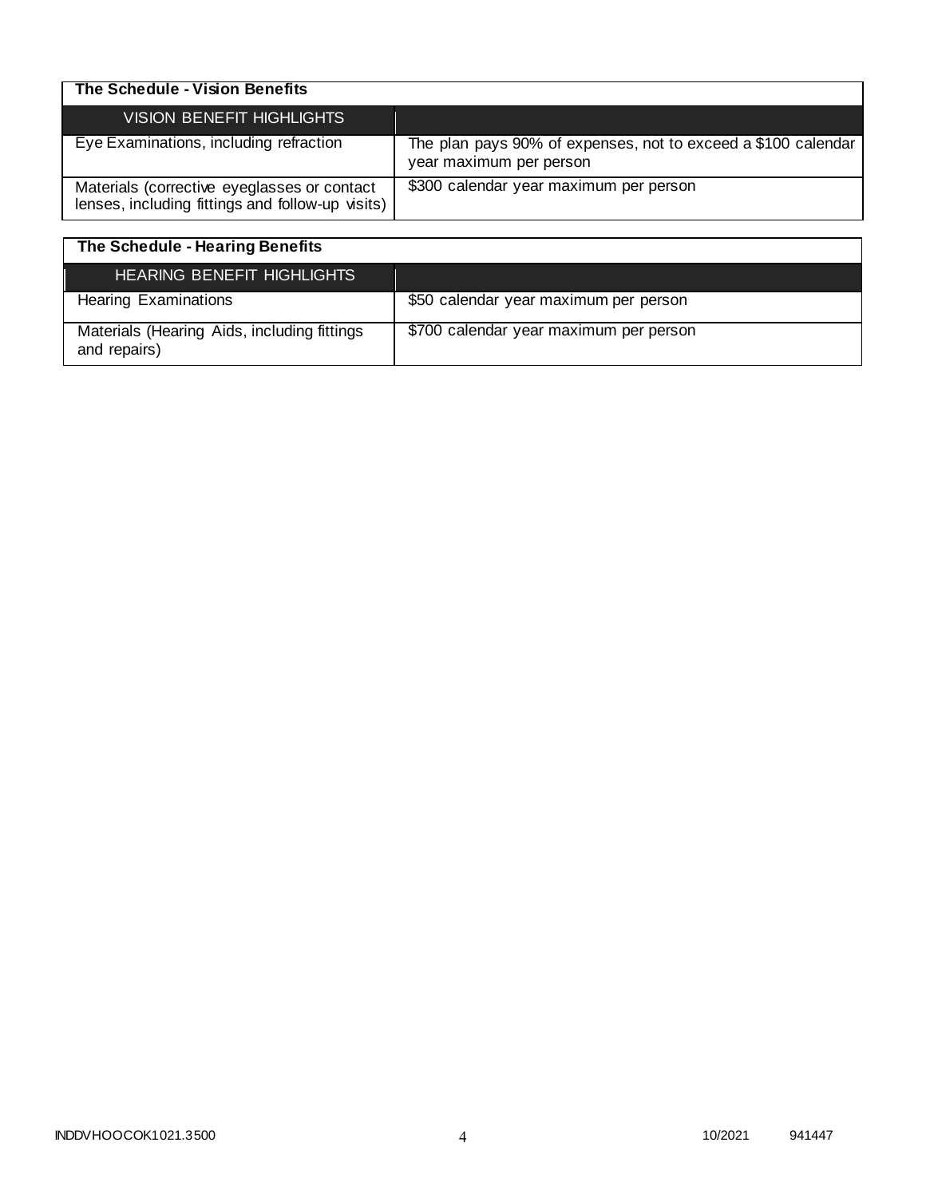| The Schedule - Vision Benefits | |
|---|---|
| VISION BENEFIT HIGHLIGHTS | |
| Eye Examinations, including refraction | The plan pays 90% of expenses, not to exceed a $100 calendar year maximum per person |
| Materials (corrective eyeglasses or contact lenses, including fittings and follow-up visits) | $300 calendar year maximum per person |

| The Schedule - Hearing Benefits | |
|---|---|
| HEARING BENEFIT HIGHLIGHTS | |
| Hearing Examinations | $50 calendar year maximum per person |
| Materials (Hearing Aids, including fittings and repairs) | $700 calendar year maximum per person |

INDDVHOOCOK1021.3500 10/2021 941447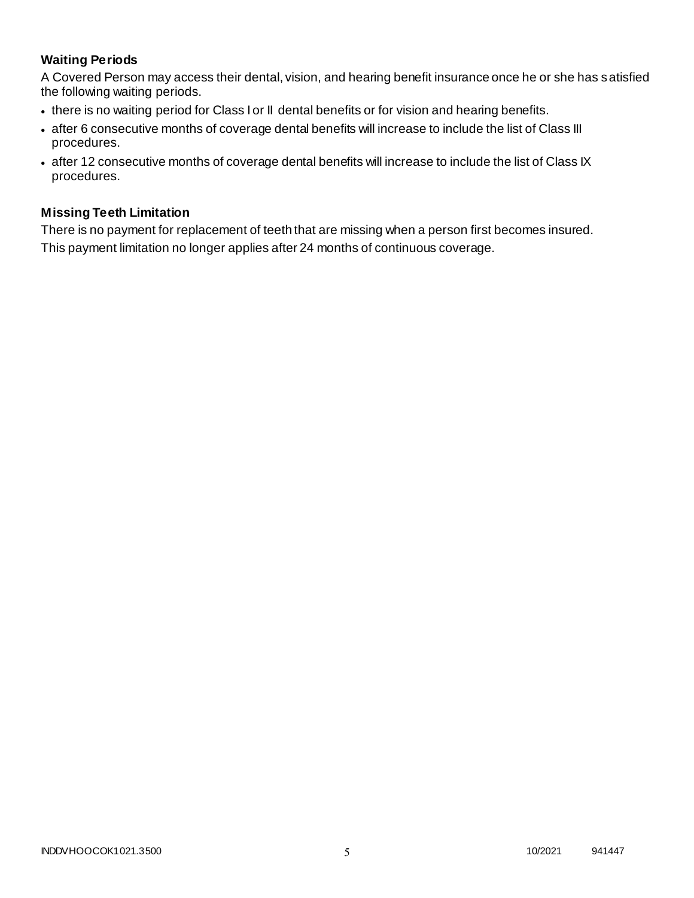### Waiting Periods

A Covered Person may access their dental, vision, and hearing benefit insurance once he or she has satisfied the following waiting periods.

- there is no waiting period for Class I or II dental benefits or for vision and hearing benefits.
- after 6 consecutive months of coverage dental benefits will increase to include the list of Class III procedures.
- after 12 consecutive months of coverage dental benefits will increase to include the list of Class IX procedures.

### Missing Teeth Limitation

There is no payment for replacement of teeth that are missing when a person first becomes insured.

This payment limitation no longer applies after 24 months of continuous coverage.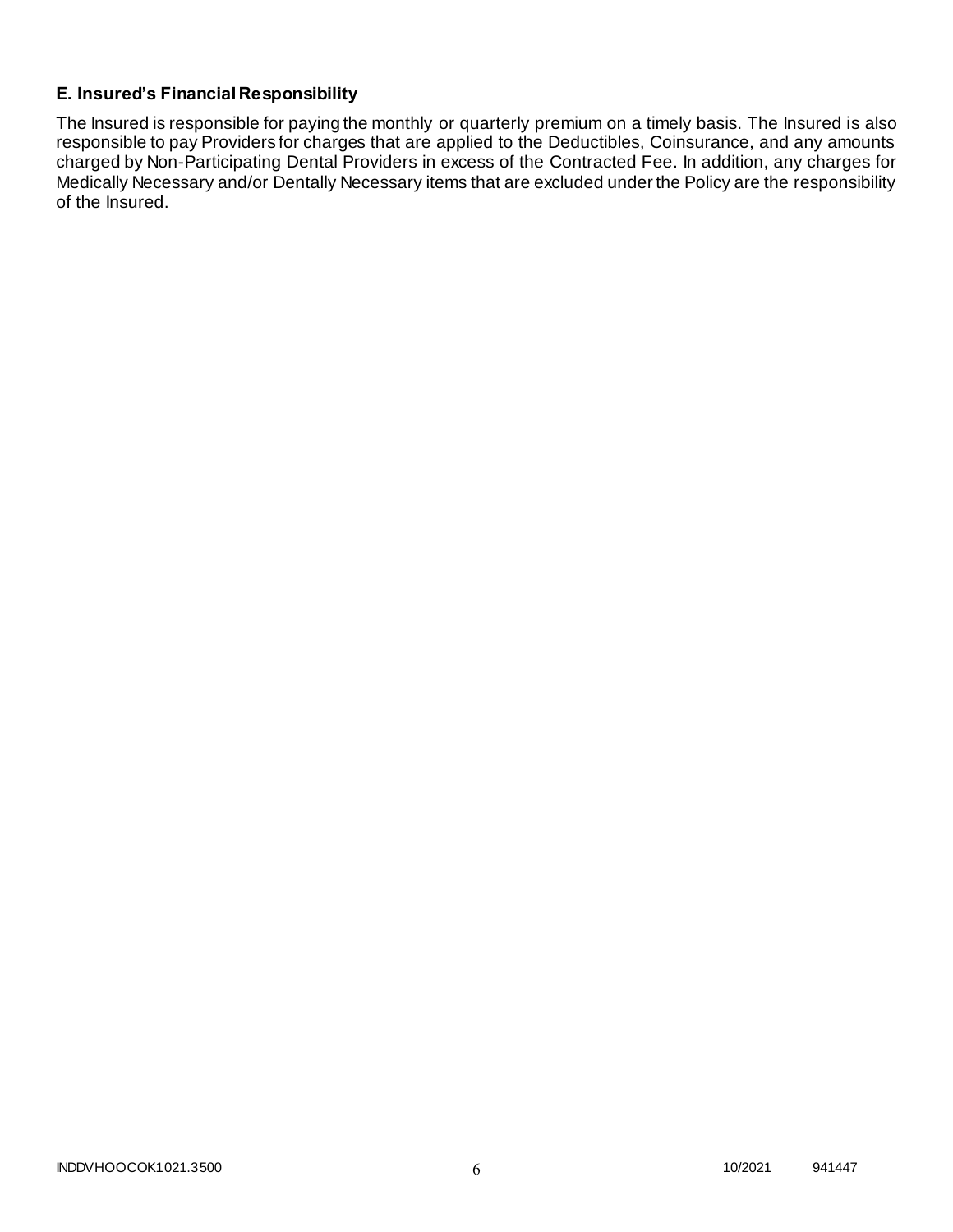### E. Insured's Financial Responsibility

The Insured is responsible for paying the monthly or quarterly premium on a timely basis. The Insured is also responsible to pay Providers for charges that are applied to the Deductibles, Coinsurance, and any amounts charged by Non-Participating Dental Providers in excess of the Contracted Fee. In addition, any charges for Medically Necessary and/or Dentally Necessary items that are excluded under the Policy are the responsibility of the Insured.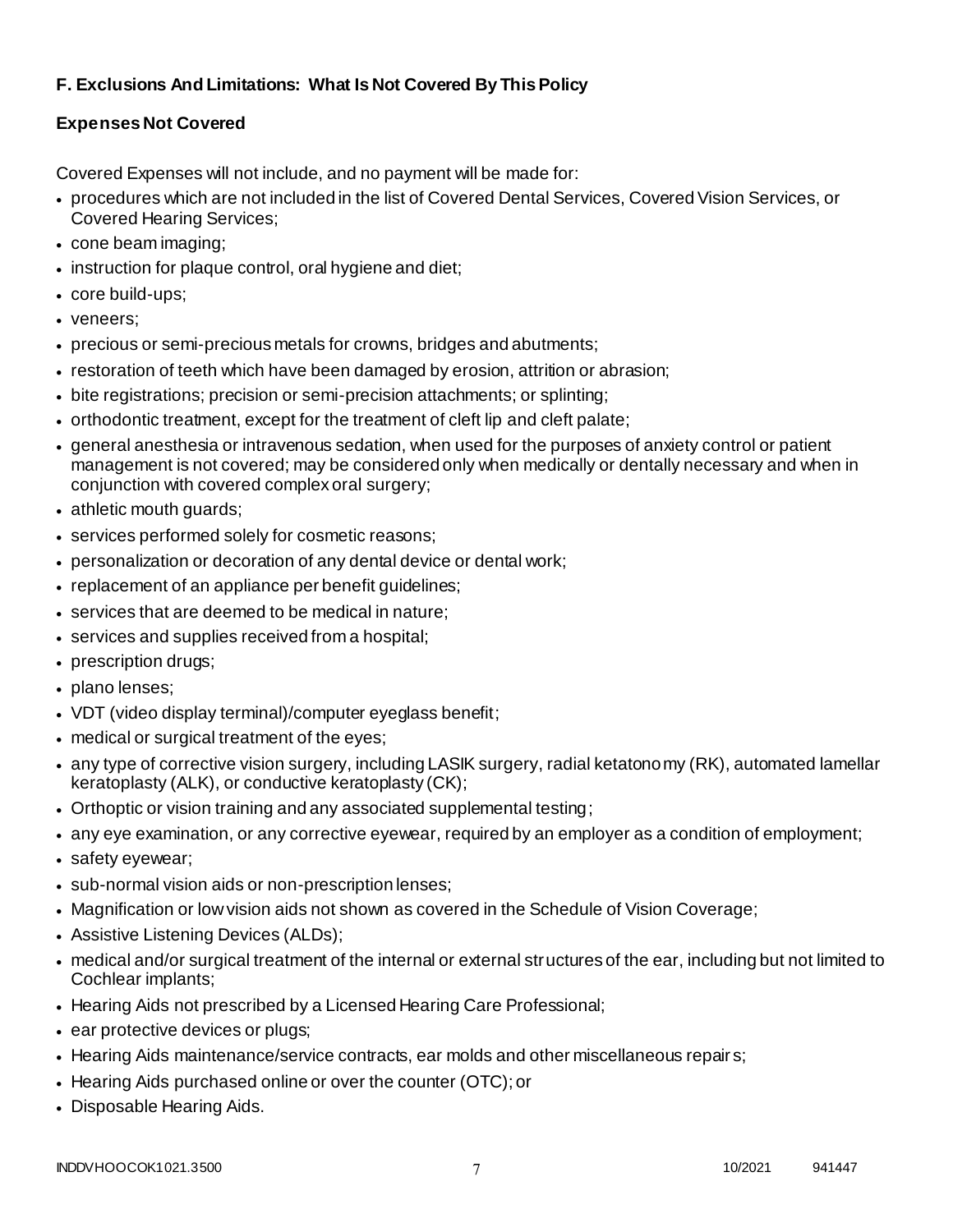## F. Exclusions And Limitations: What Is Not Covered By This Policy

### Expenses Not Covered

Covered Expenses will not include, and no payment will be made for:

- procedures which are not included in the list of Covered Dental Services, Covered Vision Services, or Covered Hearing Services;
- cone beam imaging;
- instruction for plaque control, oral hygiene and diet;
- core build-ups;
- veneers;
- precious or semi-precious metals for crowns, bridges and abutments;
- restoration of teeth which have been damaged by erosion, attrition or abrasion;
- bite registrations; precision or semi-precision attachments; or splinting;
- orthodontic treatment, except for the treatment of cleft lip and cleft palate;
- general anesthesia or intravenous sedation, when used for the purposes of anxiety control or patient management is not covered; may be considered only when medically or dentally necessary and when in conjunction with covered complex oral surgery;
- athletic mouth guards;
- services performed solely for cosmetic reasons;
- personalization or decoration of any dental device or dental work;
- replacement of an appliance per benefit guidelines;
- services that are deemed to be medical in nature;
- services and supplies received from a hospital;
- prescription drugs;
- plano lenses;
- VDT (video display terminal)/computer eyeglass benefit;
- medical or surgical treatment of the eyes;
- any type of corrective vision surgery, including LASIK surgery, radial ketatonomy (RK), automated lamellar keratoplasty (ALK), or conductive keratoplasty (CK);
- Orthoptic or vision training and any associated supplemental testing;
- any eye examination, or any corrective eyewear, required by an employer as a condition of employment;
- safety eyewear;
- sub-normal vision aids or non-prescription lenses;
- Magnification or low vision aids not shown as covered in the Schedule of Vision Coverage;
- Assistive Listening Devices (ALDs);
- medical and/or surgical treatment of the internal or external structures of the ear, including but not limited to Cochlear implants;
- Hearing Aids not prescribed by a Licensed Hearing Care Professional;
- ear protective devices or plugs;
- Hearing Aids maintenance/service contracts, ear molds and other miscellaneous repairs;
- Hearing Aids purchased online or over the counter (OTC); or
- Disposable Hearing Aids.

INDDVHOOCOK1021.3500 10/2021 941447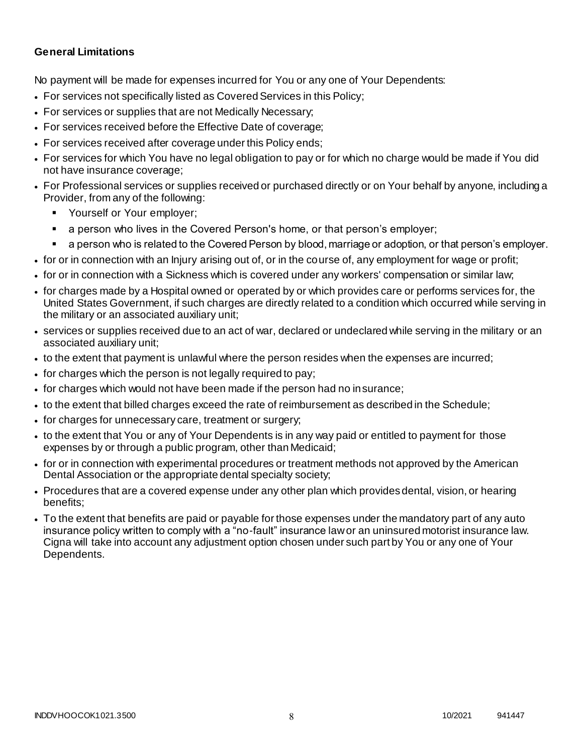**General Limitations**

No payment will be made for expenses incurred for You or any one of Your Dependents:

- For services not specifically listed as Covered Services in this Policy;
- For services or supplies that are not Medically Necessary;
- For services received before the Effective Date of coverage;
- For services received after coverage under this Policy ends;
- For services for which You have no legal obligation to pay or for which no charge would be made if You did not have insurance coverage;
- For Professional services or supplies received or purchased directly or on Your behalf by anyone, including a Provider, from any of the following:
  - Yourself or Your employer;
  - a person who lives in the Covered Person's home, or that person's employer;
  - a person who is related to the Covered Person by blood, marriage or adoption, or that person's employer.
- for or in connection with an Injury arising out of, or in the course of, any employment for wage or profit;
- for or in connection with a Sickness which is covered under any workers' compensation or similar law;
- for charges made by a Hospital owned or operated by or which provides care or performs services for, the United States Government, if such charges are directly related to a condition which occurred while serving in the military or an associated auxiliary unit;
- services or supplies received due to an act of war, declared or undeclared while serving in the military or an associated auxiliary unit;
- to the extent that payment is unlawful where the person resides when the expenses are incurred;
- for charges which the person is not legally required to pay;
- for charges which would not have been made if the person had no insurance;
- to the extent that billed charges exceed the rate of reimbursement as described in the Schedule;
- for charges for unnecessary care, treatment or surgery;
- to the extent that You or any of Your Dependents is in any way paid or entitled to payment for those expenses by or through a public program, other than Medicaid;
- for or in connection with experimental procedures or treatment methods not approved by the American Dental Association or the appropriate dental specialty society;
- Procedures that are a covered expense under any other plan which provides dental, vision, or hearing benefits;
- To the extent that benefits are paid or payable for those expenses under the mandatory part of any auto insurance policy written to comply with a "no-fault" insurance law or an uninsured motorist insurance law. Cigna will take into account any adjustment option chosen under such part by You or any one of Your Dependents.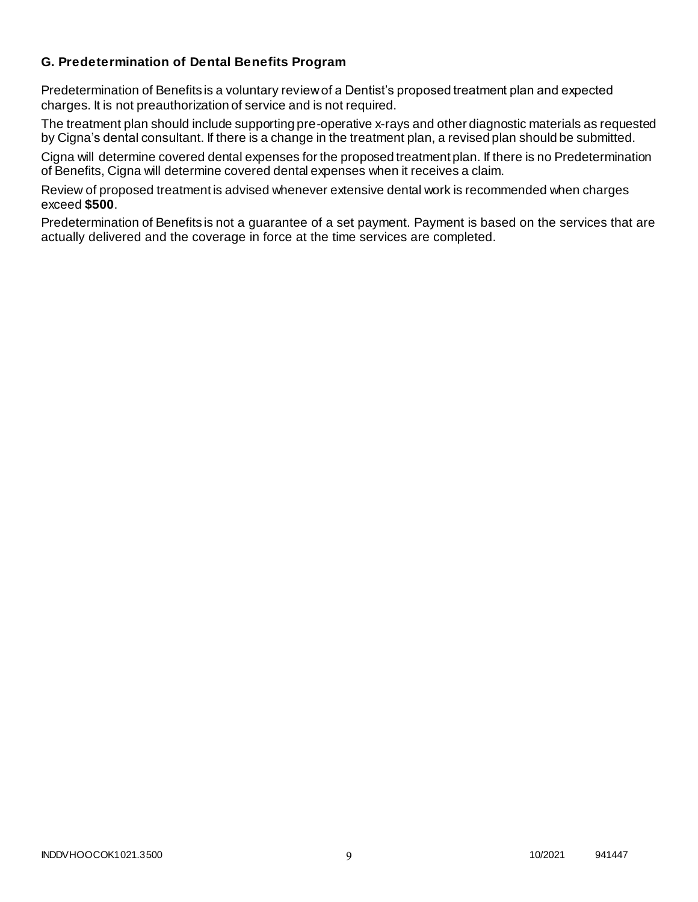### G. Predetermination of Dental Benefits Program

Predetermination of Benefits is a voluntary review of a Dentist's proposed treatment plan and expected charges. It is not preauthorization of service and is not required.

The treatment plan should include supporting pre-operative x-rays and other diagnostic materials as requested by Cigna's dental consultant. If there is a change in the treatment plan, a revised plan should be submitted.

Cigna will determine covered dental expenses for the proposed treatment plan. If there is no Predetermination of Benefits, Cigna will determine covered dental expenses when it receives a claim.

Review of proposed treatment is advised whenever extensive dental work is recommended when charges exceed **$500**.

Predetermination of Benefits is not a guarantee of a set payment. Payment is based on the services that are actually delivered and the coverage in force at the time services are completed.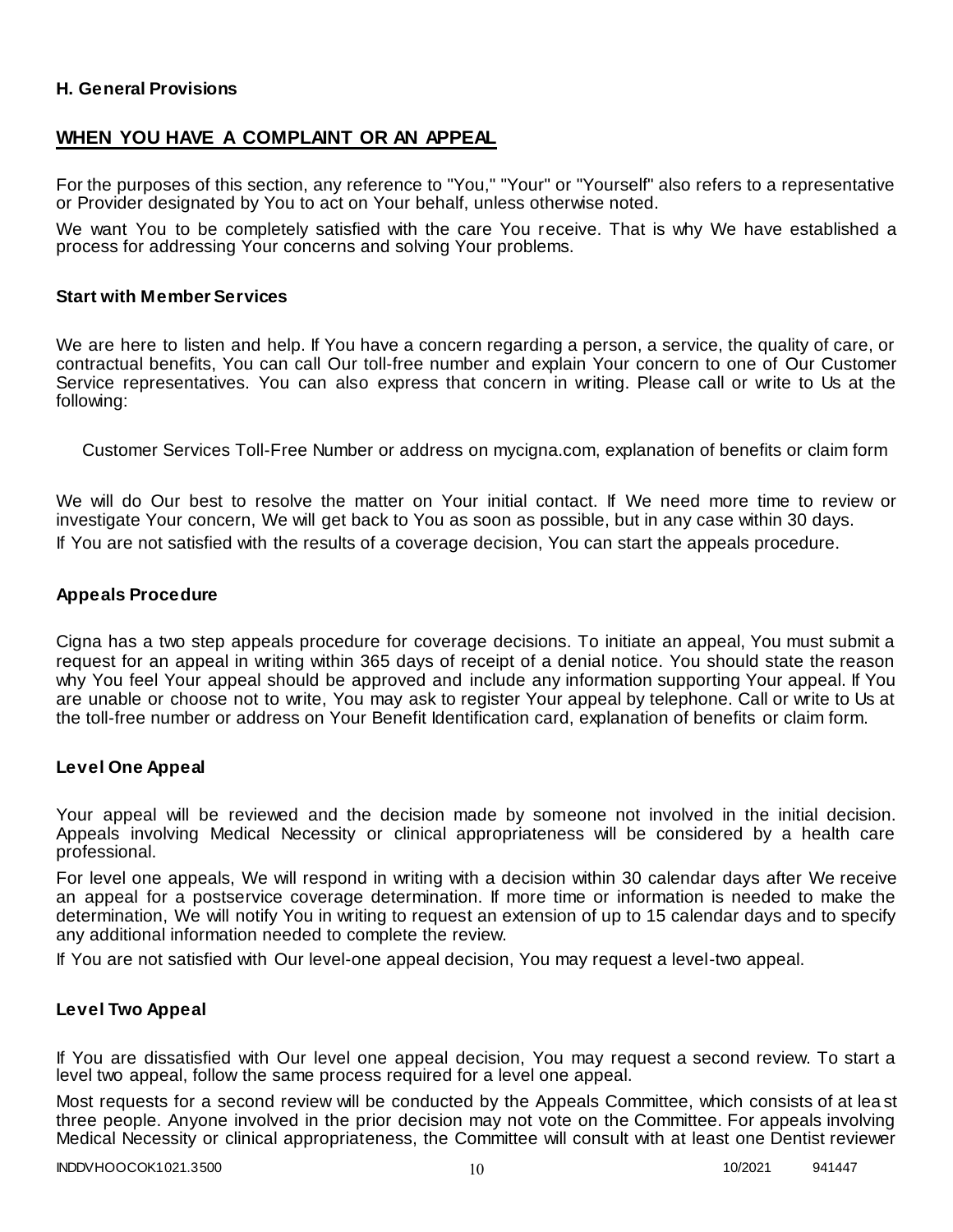**H. General Provisions**

## WHEN YOU HAVE A COMPLAINT OR AN APPEAL

For the purposes of this section, any reference to "You," "Your" or "Yourself" also refers to a representative or Provider designated by You to act on Your behalf, unless otherwise noted.

We want You to be completely satisfied with the care You receive. That is why We have established a process for addressing Your concerns and solving Your problems.

### Start with Member Services

We are here to listen and help. If You have a concern regarding a person, a service, the quality of care, or contractual benefits, You can call Our toll-free number and explain Your concern to one of Our Customer Service representatives. You can also express that concern in writing. Please call or write to Us at the following:

Customer Services Toll-Free Number or address on mycigna.com, explanation of benefits or claim form

We will do Our best to resolve the matter on Your initial contact. If We need more time to review or investigate Your concern, We will get back to You as soon as possible, but in any case within 30 days.

If You are not satisfied with the results of a coverage decision, You can start the appeals procedure.

### Appeals Procedure

Cigna has a two step appeals procedure for coverage decisions. To initiate an appeal, You must submit a request for an appeal in writing within 365 days of receipt of a denial notice. You should state the reason why You feel Your appeal should be approved and include any information supporting Your appeal. If You are unable or choose not to write, You may ask to register Your appeal by telephone. Call or write to Us at the toll-free number or address on Your Benefit Identification card, explanation of benefits or claim form.

### Level One Appeal

Your appeal will be reviewed and the decision made by someone not involved in the initial decision. Appeals involving Medical Necessity or clinical appropriateness will be considered by a health care professional.

For level one appeals, We will respond in writing with a decision within 30 calendar days after We receive an appeal for a postservice coverage determination. If more time or information is needed to make the determination, We will notify You in writing to request an extension of up to 15 calendar days and to specify any additional information needed to complete the review.

If You are not satisfied with Our level-one appeal decision, You may request a level-two appeal.

### Level Two Appeal

If You are dissatisfied with Our level one appeal decision, You may request a second review. To start a level two appeal, follow the same process required for a level one appeal.

Most requests for a second review will be conducted by the Appeals Committee, which consists of at least three people. Anyone involved in the prior decision may not vote on the Committee. For appeals involving Medical Necessity or clinical appropriateness, the Committee will consult with at least one Dentist reviewer

INDDVHOOCOK1021.3500 10/2021 941447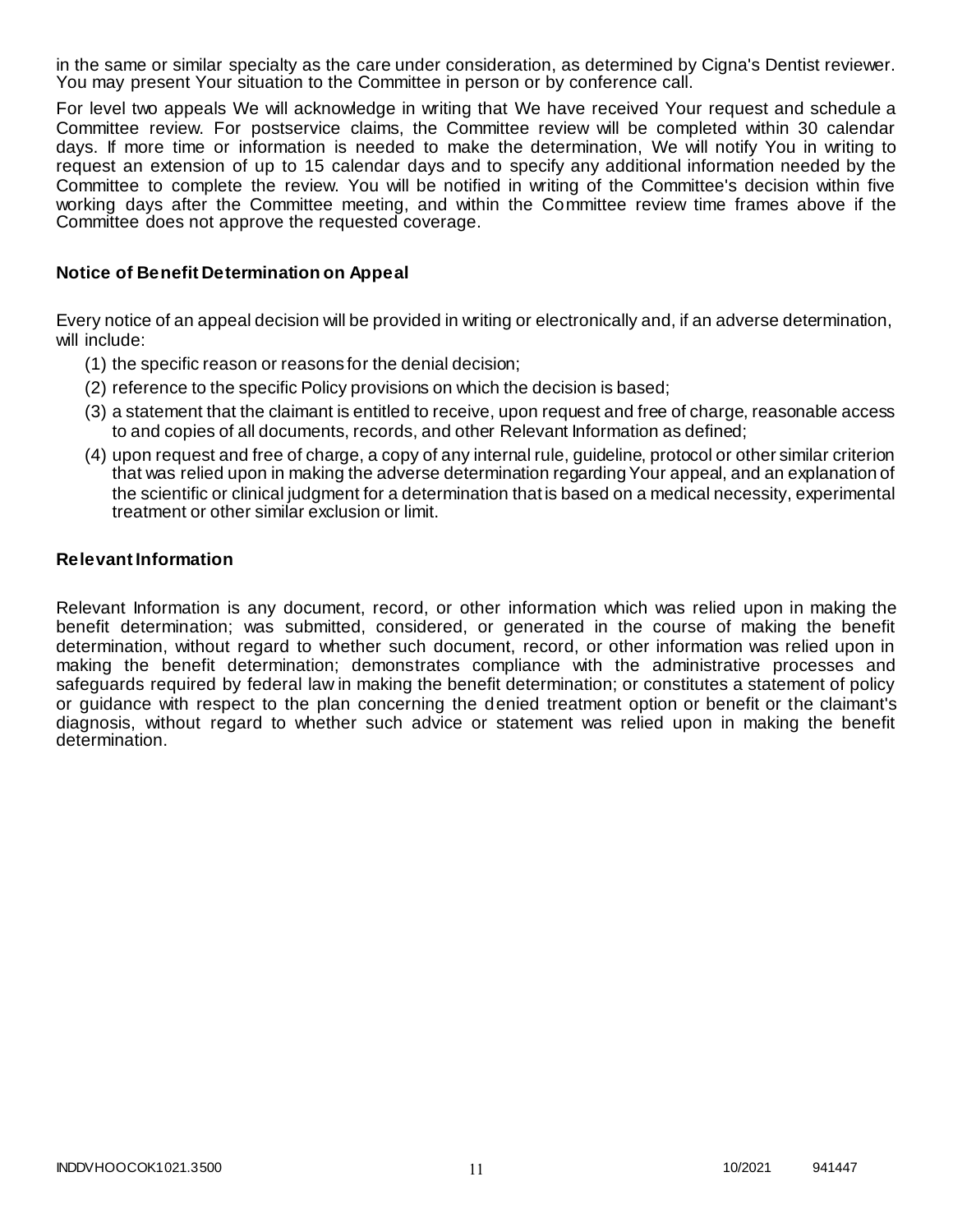in the same or similar specialty as the care under consideration, as determined by Cigna's Dentist reviewer. You may present Your situation to the Committee in person or by conference call.

For level two appeals We will acknowledge in writing that We have received Your request and schedule a Committee review. For postservice claims, the Committee review will be completed within 30 calendar days. If more time or information is needed to make the determination, We will notify You in writing to request an extension of up to 15 calendar days and to specify any additional information needed by the Committee to complete the review. You will be notified in writing of the Committee's decision within five working days after the Committee meeting, and within the Committee review time frames above if the Committee does not approve the requested coverage.

**Notice of Benefit Determination on Appeal**

Every notice of an appeal decision will be provided in writing or electronically and, if an adverse determination, will include:

(1) the specific reason or reasons for the denial decision;

(2) reference to the specific Policy provisions on which the decision is based;

(3) a statement that the claimant is entitled to receive, upon request and free of charge, reasonable access to and copies of all documents, records, and other Relevant Information as defined;

(4) upon request and free of charge, a copy of any internal rule, guideline, protocol or other similar criterion that was relied upon in making the adverse determination regarding Your appeal, and an explanation of the scientific or clinical judgment for a determination that is based on a medical necessity, experimental treatment or other similar exclusion or limit.

**Relevant Information**

Relevant Information is any document, record, or other information which was relied upon in making the benefit determination; was submitted, considered, or generated in the course of making the benefit determination, without regard to whether such document, record, or other information was relied upon in making the benefit determination; demonstrates compliance with the administrative processes and safeguards required by federal law in making the benefit determination; or constitutes a statement of policy or guidance with respect to the plan concerning the denied treatment option or benefit or the claimant's diagnosis, without regard to whether such advice or statement was relied upon in making the benefit determination.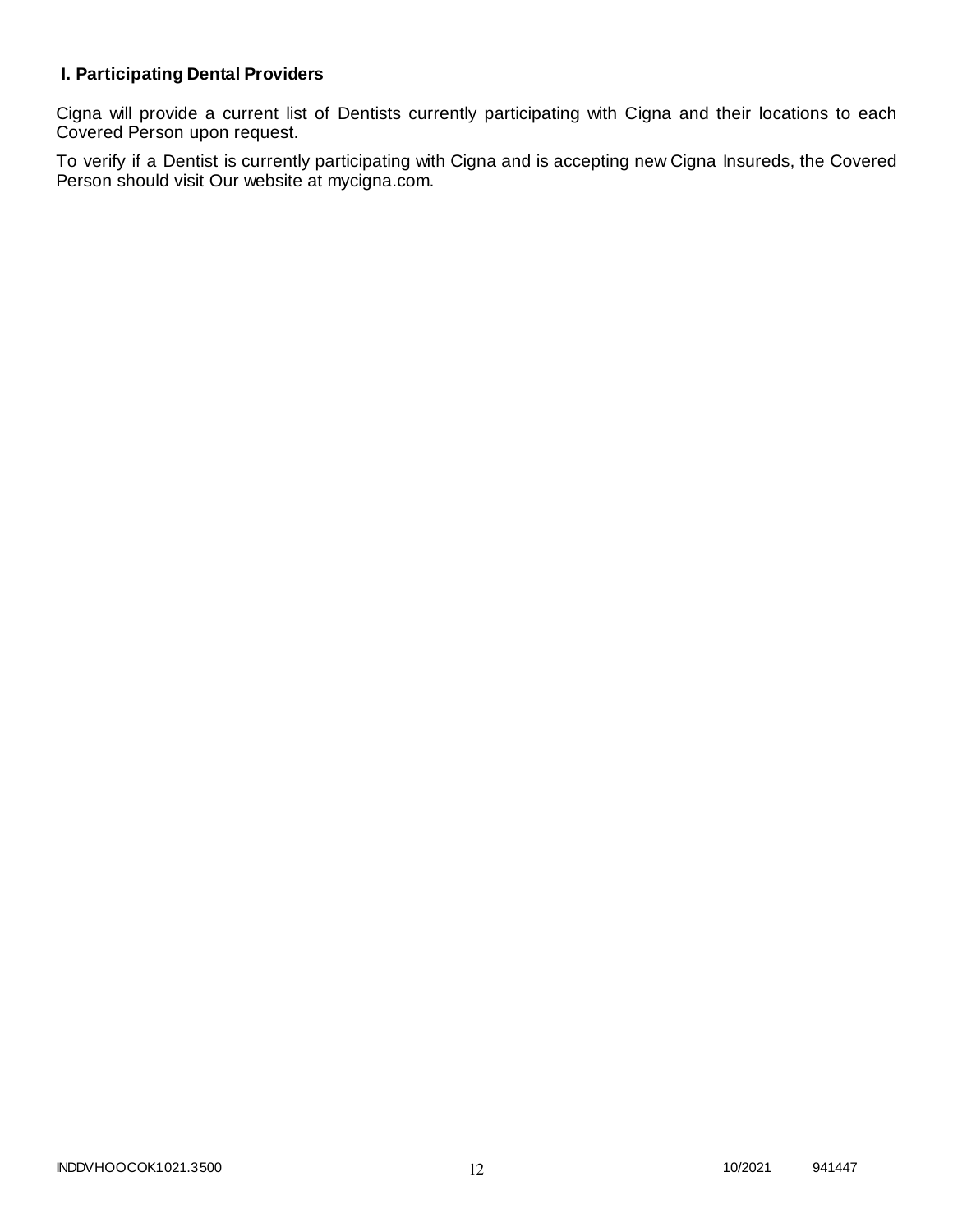### I. Participating Dental Providers

Cigna will provide a current list of Dentists currently participating with Cigna and their locations to each Covered Person upon request.

To verify if a Dentist is currently participating with Cigna and is accepting new Cigna Insureds, the Covered Person should visit Our website at mycigna.com.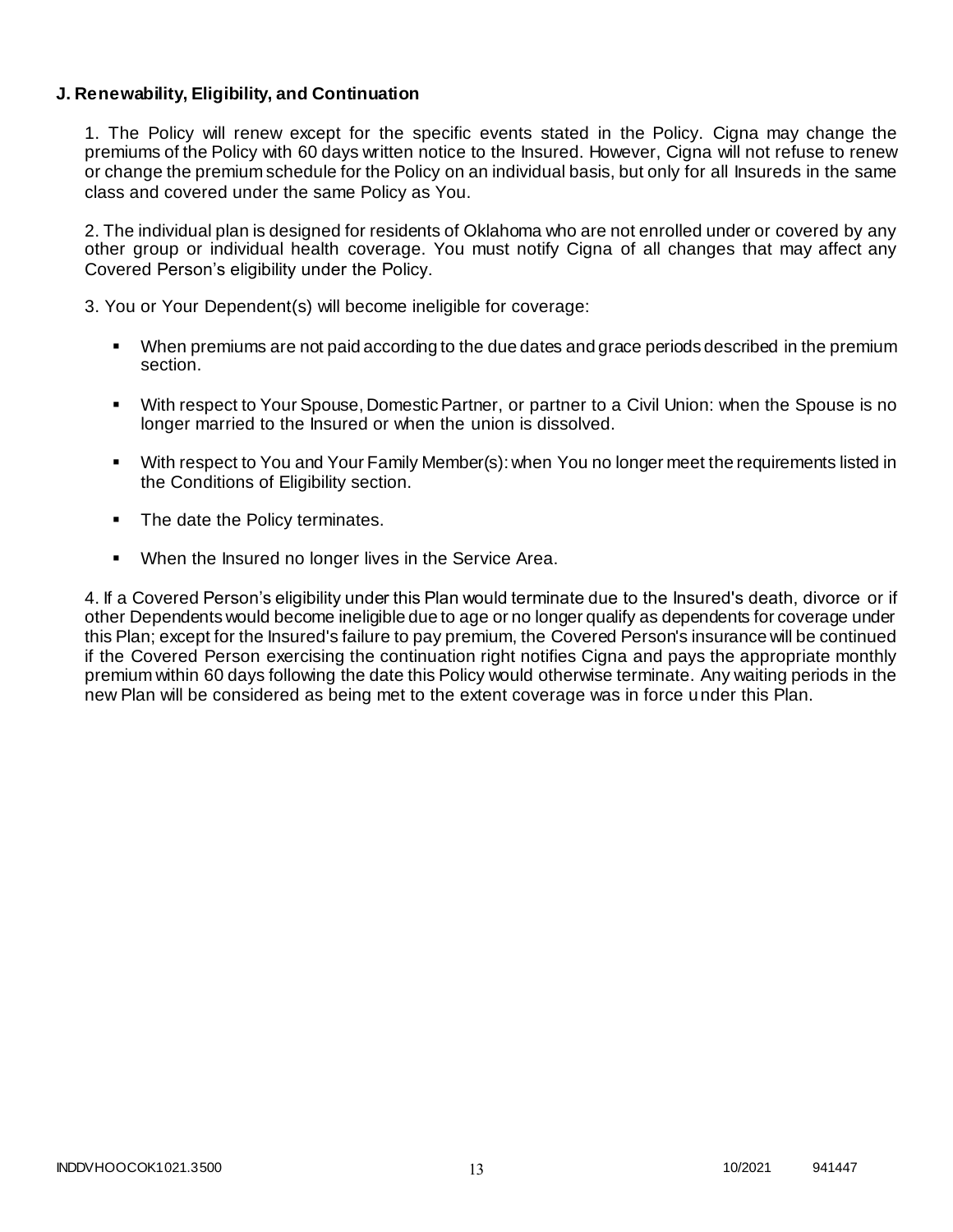**J. Renewability, Eligibility, and Continuation**

1. The Policy will renew except for the specific events stated in the Policy. Cigna may change the premiums of the Policy with 60 days written notice to the Insured. However, Cigna will not refuse to renew or change the premium schedule for the Policy on an individual basis, but only for all Insureds in the same class and covered under the same Policy as You.

2. The individual plan is designed for residents of Oklahoma who are not enrolled under or covered by any other group or individual health coverage. You must notify Cigna of all changes that may affect any Covered Person's eligibility under the Policy.

3. You or Your Dependent(s) will become ineligible for coverage:

- When premiums are not paid according to the due dates and grace periods described in the premium section.
- With respect to Your Spouse, Domestic Partner, or partner to a Civil Union: when the Spouse is no longer married to the Insured or when the union is dissolved.
- With respect to You and Your Family Member(s): when You no longer meet the requirements listed in the Conditions of Eligibility section.
- The date the Policy terminates.
- When the Insured no longer lives in the Service Area.

4. If a Covered Person's eligibility under this Plan would terminate due to the Insured's death, divorce or if other Dependents would become ineligible due to age or no longer qualify as dependents for coverage under this Plan; except for the Insured's failure to pay premium, the Covered Person's insurance will be continued if the Covered Person exercising the continuation right notifies Cigna and pays the appropriate monthly premium within 60 days following the date this Policy would otherwise terminate. Any waiting periods in the new Plan will be considered as being met to the extent coverage was in force under this Plan.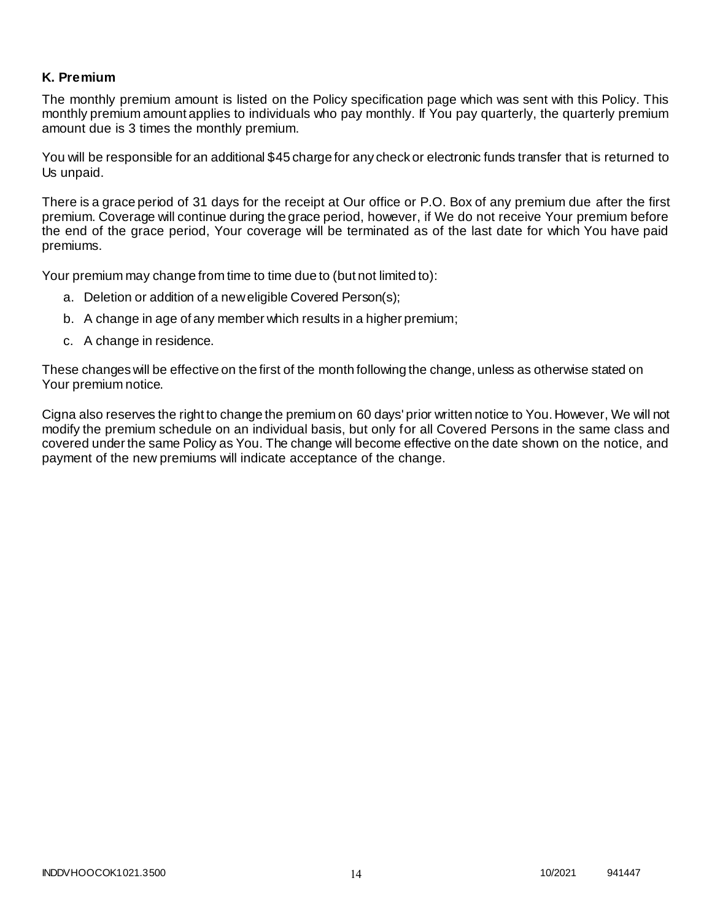**K. Premium**

The monthly premium amount is listed on the Policy specification page which was sent with this Policy. This monthly premium amount applies to individuals who pay monthly. If You pay quarterly, the quarterly premium amount due is 3 times the monthly premium.

You will be responsible for an additional $45 charge for any check or electronic funds transfer that is returned to Us unpaid.

There is a grace period of 31 days for the receipt at Our office or P.O. Box of any premium due after the first premium. Coverage will continue during the grace period, however, if We do not receive Your premium before the end of the grace period, Your coverage will be terminated as of the last date for which You have paid premiums.

Your premium may change from time to time due to (but not limited to):

a. Deletion or addition of a new eligible Covered Person(s);
b. A change in age of any member which results in a higher premium;
c. A change in residence.

These changes will be effective on the first of the month following the change, unless as otherwise stated on Your premium notice.

Cigna also reserves the right to change the premium on 60 days' prior written notice to You. However, We will not modify the premium schedule on an individual basis, but only for all Covered Persons in the same class and covered under the same Policy as You. The change will become effective on the date shown on the notice, and payment of the new premiums will indicate acceptance of the change.